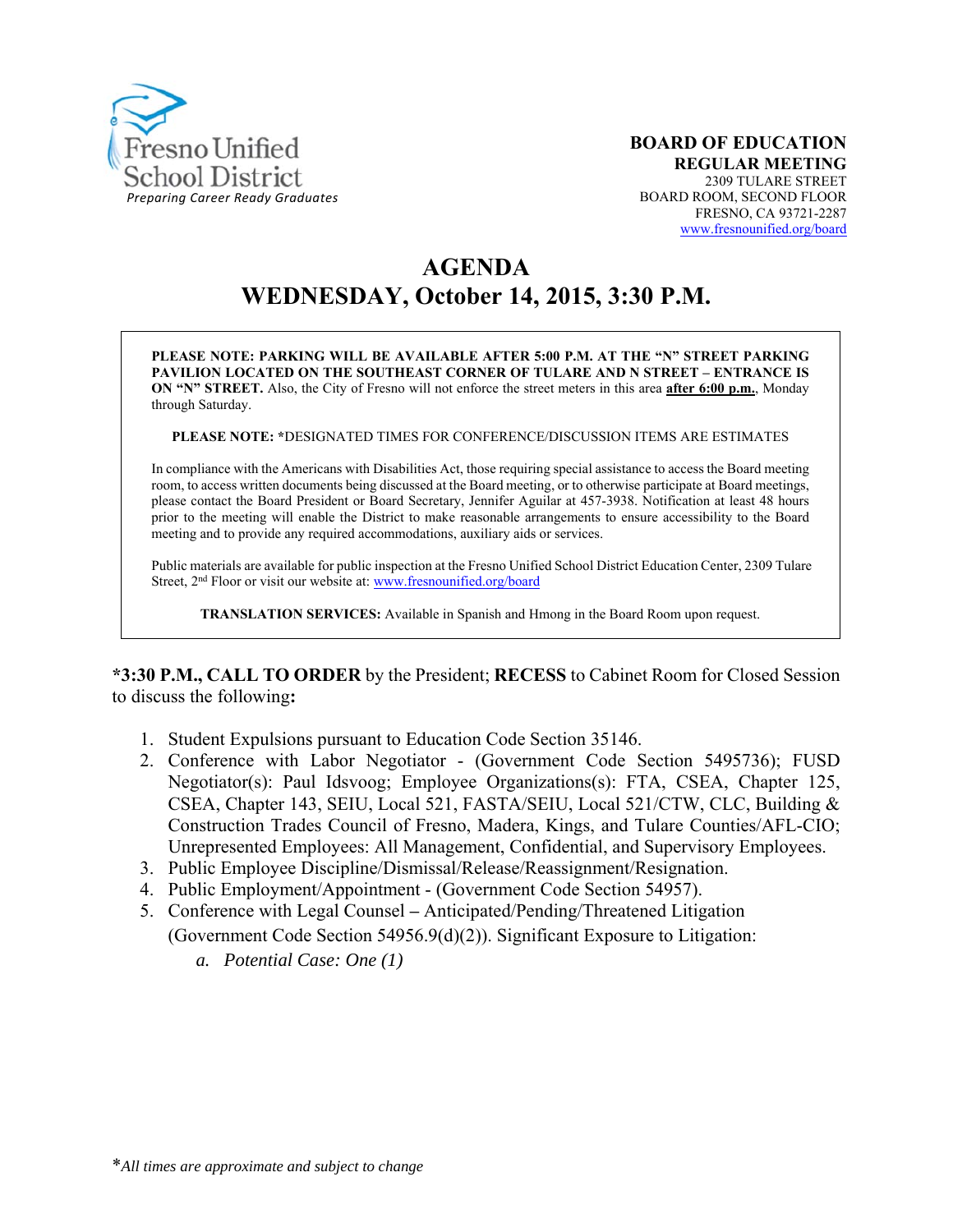Fresno Unified School District
*Preparing Career Ready Graduates*

**BOARD OF EDUCATION**
**REGULAR MEETING**
2309 TULARE STREET
BOARD ROOM, SECOND FLOOR
FRESNO, CA 93721-2287
www.fresnounified.org/board

# AGENDA
# WEDNESDAY, October 14, 2015, 3:30 P.M.

**PLEASE NOTE: PARKING WILL BE AVAILABLE AFTER 5:00 P.M. AT THE "N" STREET PARKING PAVILION LOCATED ON THE SOUTHEAST CORNER OF TULARE AND N STREET – ENTRANCE IS ON "N" STREET.** Also, the City of Fresno will not enforce the street meters in this area **after 6:00 p.m.**, Monday through Saturday.

**PLEASE NOTE:** *DESIGNATED TIMES FOR CONFERENCE/DISCUSSION ITEMS ARE ESTIMATES

In compliance with the Americans with Disabilities Act, those requiring special assistance to access the Board meeting room, to access written documents being discussed at the Board meeting, or to otherwise participate at Board meetings, please contact the Board President or Board Secretary, Jennifer Aguilar at 457-3938. Notification at least 48 hours prior to the meeting will enable the District to make reasonable arrangements to ensure accessibility to the Board meeting and to provide any required accommodations, auxiliary aids or services.

Public materials are available for public inspection at the Fresno Unified School District Education Center, 2309 Tulare Street, 2nd Floor or visit our website at: www.fresnounified.org/board

**TRANSLATION SERVICES:** Available in Spanish and Hmong in the Board Room upon request.

***3:30 P.M., CALL TO ORDER** by the President; **RECESS** to Cabinet Room for Closed Session to discuss the following**:**

1. Student Expulsions pursuant to Education Code Section 35146.
2. Conference with Labor Negotiator - (Government Code Section 5495736); FUSD Negotiator(s): Paul Idsvoog; Employee Organizations(s): FTA, CSEA, Chapter 125, CSEA, Chapter 143, SEIU, Local 521, FASTA/SEIU, Local 521/CTW, CLC, Building & Construction Trades Council of Fresno, Madera, Kings, and Tulare Counties/AFL-CIO; Unrepresented Employees: All Management, Confidential, and Supervisory Employees.
3. Public Employee Discipline/Dismissal/Release/Reassignment/Resignation.
4. Public Employment/Appointment - (Government Code Section 54957).
5. Conference with Legal Counsel – Anticipated/Pending/Threatened Litigation (Government Code Section 54956.9(d)(2)). Significant Exposure to Litigation:
   a. *Potential Case: One (1)*

**All times are approximate and subject to change*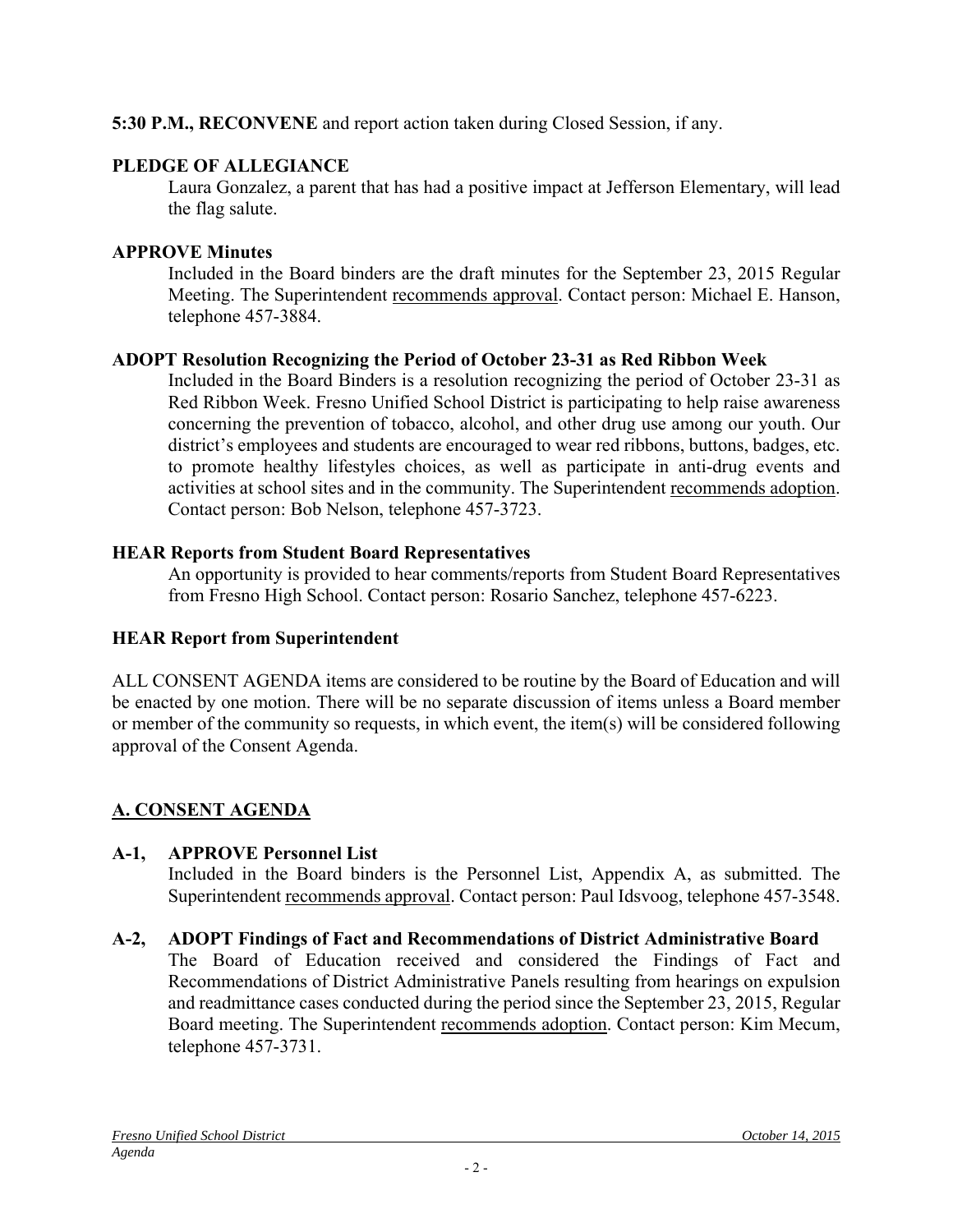**5:30 P.M., RECONVENE** and report action taken during Closed Session, if any.

**PLEDGE OF ALLEGIANCE**

Laura Gonzalez, a parent that has had a positive impact at Jefferson Elementary, will lead the flag salute.

**APPROVE Minutes**

Included in the Board binders are the draft minutes for the September 23, 2015 Regular Meeting. The Superintendent recommends approval. Contact person: Michael E. Hanson, telephone 457-3884.

**ADOPT Resolution Recognizing the Period of October 23-31 as Red Ribbon Week**

Included in the Board Binders is a resolution recognizing the period of October 23-31 as Red Ribbon Week. Fresno Unified School District is participating to help raise awareness concerning the prevention of tobacco, alcohol, and other drug use among our youth. Our district's employees and students are encouraged to wear red ribbons, buttons, badges, etc. to promote healthy lifestyles choices, as well as participate in anti-drug events and activities at school sites and in the community. The Superintendent recommends adoption. Contact person: Bob Nelson, telephone 457-3723.

**HEAR Reports from Student Board Representatives**

An opportunity is provided to hear comments/reports from Student Board Representatives from Fresno High School. Contact person: Rosario Sanchez, telephone 457-6223.

**HEAR Report from Superintendent**

ALL CONSENT AGENDA items are considered to be routine by the Board of Education and will be enacted by one motion. There will be no separate discussion of items unless a Board member or member of the community so requests, in which event, the item(s) will be considered following approval of the Consent Agenda.

## A. CONSENT AGENDA

**A-1, APPROVE Personnel List**

Included in the Board binders is the Personnel List, Appendix A, as submitted. The Superintendent recommends approval. Contact person: Paul Idsvoog, telephone 457-3548.

**A-2, ADOPT Findings of Fact and Recommendations of District Administrative Board**

The Board of Education received and considered the Findings of Fact and Recommendations of District Administrative Panels resulting from hearings on expulsion and readmittance cases conducted during the period since the September 23, 2015, Regular Board meeting. The Superintendent recommends adoption. Contact person: Kim Mecum, telephone 457-3731.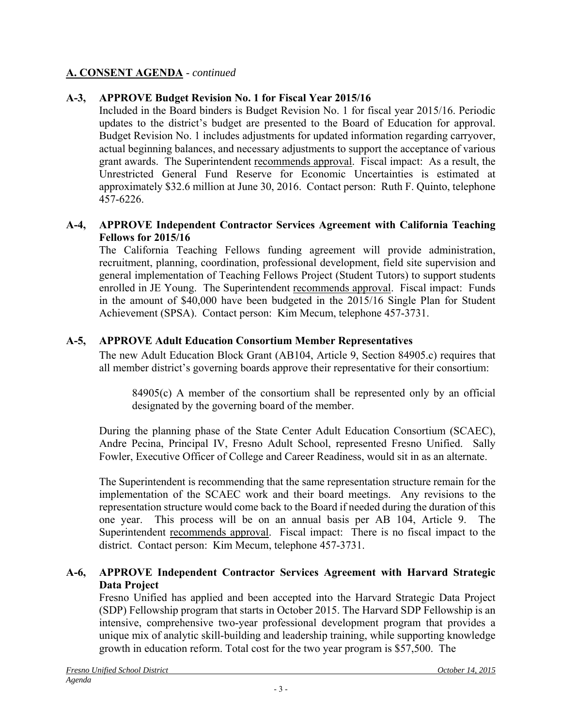## A. CONSENT AGENDA - *continued*

**A-3, APPROVE Budget Revision No. 1 for Fiscal Year 2015/16**

Included in the Board binders is Budget Revision No. 1 for fiscal year 2015/16. Periodic updates to the district's budget are presented to the Board of Education for approval. Budget Revision No. 1 includes adjustments for updated information regarding carryover, actual beginning balances, and necessary adjustments to support the acceptance of various grant awards. The Superintendent recommends approval. Fiscal impact: As a result, the Unrestricted General Fund Reserve for Economic Uncertainties is estimated at approximately $32.6 million at June 30, 2016. Contact person: Ruth F. Quinto, telephone 457-6226.

**A-4, APPROVE Independent Contractor Services Agreement with California Teaching Fellows for 2015/16**

The California Teaching Fellows funding agreement will provide administration, recruitment, planning, coordination, professional development, field site supervision and general implementation of Teaching Fellows Project (Student Tutors) to support students enrolled in JE Young. The Superintendent recommends approval. Fiscal impact: Funds in the amount of $40,000 have been budgeted in the 2015/16 Single Plan for Student Achievement (SPSA). Contact person: Kim Mecum, telephone 457-3731.

**A-5, APPROVE Adult Education Consortium Member Representatives**

The new Adult Education Block Grant (AB104, Article 9, Section 84905.c) requires that all member district's governing boards approve their representative for their consortium:

> 84905(c) A member of the consortium shall be represented only by an official designated by the governing board of the member.

During the planning phase of the State Center Adult Education Consortium (SCAEC), Andre Pecina, Principal IV, Fresno Adult School, represented Fresno Unified. Sally Fowler, Executive Officer of College and Career Readiness, would sit in as an alternate.

The Superintendent is recommending that the same representation structure remain for the implementation of the SCAEC work and their board meetings. Any revisions to the representation structure would come back to the Board if needed during the duration of this one year. This process will be on an annual basis per AB 104, Article 9. The Superintendent recommends approval. Fiscal impact: There is no fiscal impact to the district. Contact person: Kim Mecum, telephone 457-3731.

**A-6, APPROVE Independent Contractor Services Agreement with Harvard Strategic Data Project**

Fresno Unified has applied and been accepted into the Harvard Strategic Data Project (SDP) Fellowship program that starts in October 2015. The Harvard SDP Fellowship is an intensive, comprehensive two-year professional development program that provides a unique mix of analytic skill-building and leadership training, while supporting knowledge growth in education reform. Total cost for the two year program is $57,500. The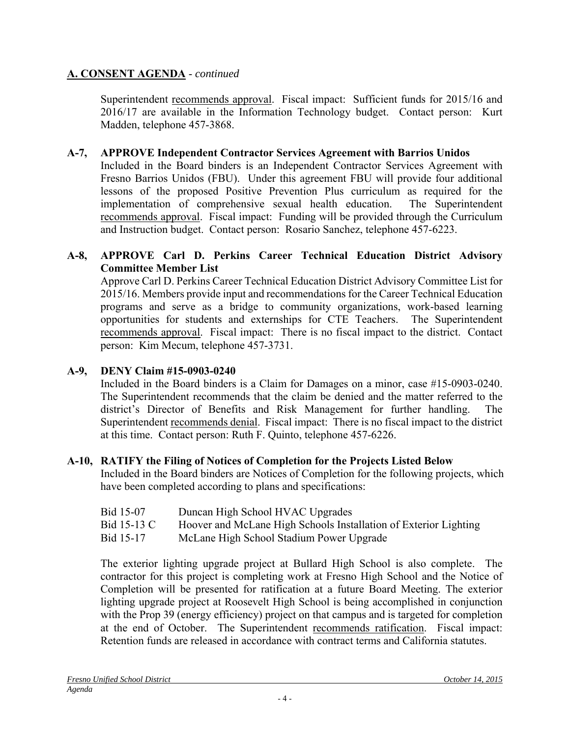## A. CONSENT AGENDA - *continued*

Superintendent recommends approval. Fiscal impact: Sufficient funds for 2015/16 and 2016/17 are available in the Information Technology budget. Contact person: Kurt Madden, telephone 457-3868.

**A-7, APPROVE Independent Contractor Services Agreement with Barrios Unidos**

Included in the Board binders is an Independent Contractor Services Agreement with Fresno Barrios Unidos (FBU). Under this agreement FBU will provide four additional lessons of the proposed Positive Prevention Plus curriculum as required for the implementation of comprehensive sexual health education. The Superintendent recommends approval. Fiscal impact: Funding will be provided through the Curriculum and Instruction budget. Contact person: Rosario Sanchez, telephone 457-6223.

**A-8, APPROVE Carl D. Perkins Career Technical Education District Advisory Committee Member List**

Approve Carl D. Perkins Career Technical Education District Advisory Committee List for 2015/16. Members provide input and recommendations for the Career Technical Education programs and serve as a bridge to community organizations, work-based learning opportunities for students and externships for CTE Teachers. The Superintendent recommends approval. Fiscal impact: There is no fiscal impact to the district. Contact person: Kim Mecum, telephone 457-3731.

**A-9, DENY Claim #15-0903-0240**

Included in the Board binders is a Claim for Damages on a minor, case #15-0903-0240. The Superintendent recommends that the claim be denied and the matter referred to the district's Director of Benefits and Risk Management for further handling. The Superintendent recommends denial. Fiscal impact: There is no fiscal impact to the district at this time. Contact person: Ruth F. Quinto, telephone 457-6226.

**A-10, RATIFY the Filing of Notices of Completion for the Projects Listed Below**

Included in the Board binders are Notices of Completion for the following projects, which have been completed according to plans and specifications:

| | |
|---|---|
| Bid 15-07 | Duncan High School HVAC Upgrades |
| Bid 15-13 C | Hoover and McLane High Schools Installation of Exterior Lighting |
| Bid 15-17 | McLane High School Stadium Power Upgrade |

The exterior lighting upgrade project at Bullard High School is also complete. The contractor for this project is completing work at Fresno High School and the Notice of Completion will be presented for ratification at a future Board Meeting. The exterior lighting upgrade project at Roosevelt High School is being accomplished in conjunction with the Prop 39 (energy efficiency) project on that campus and is targeted for completion at the end of October. The Superintendent recommends ratification. Fiscal impact: Retention funds are released in accordance with contract terms and California statutes.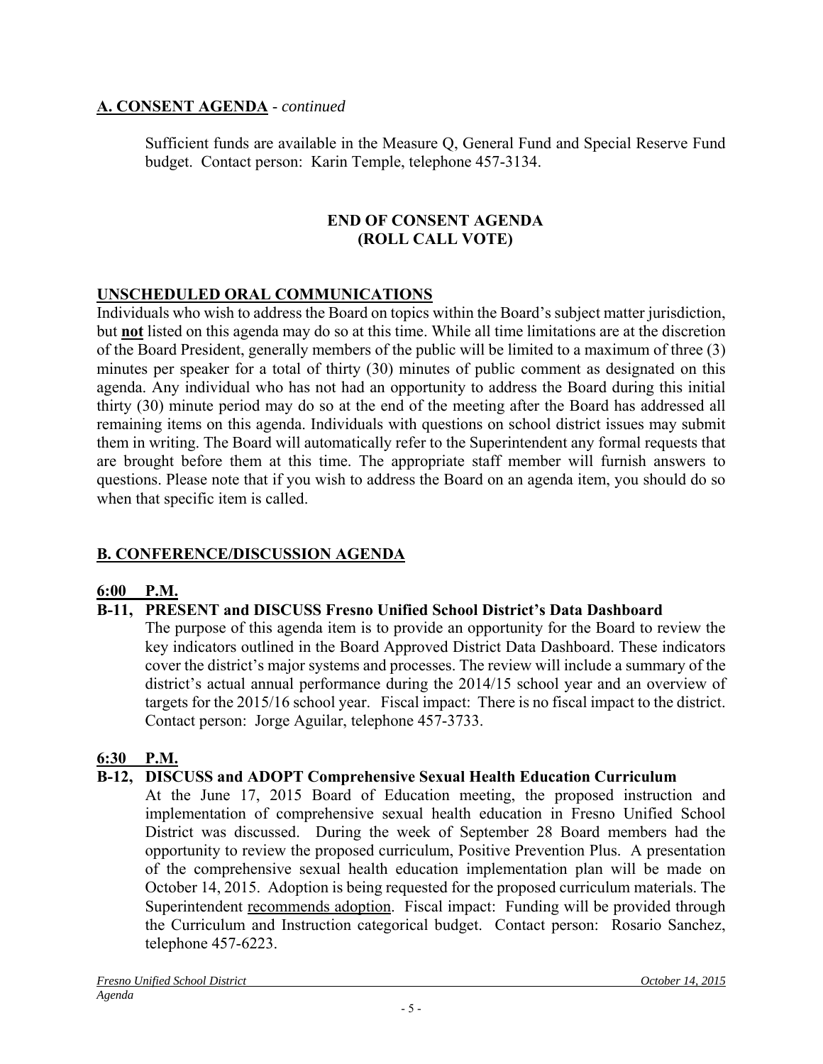## A. CONSENT AGENDA - *continued*

Sufficient funds are available in the Measure Q, General Fund and Special Reserve Fund budget. Contact person: Karin Temple, telephone 457-3134.

**END OF CONSENT AGENDA**
**(ROLL CALL VOTE)**

## UNSCHEDULED ORAL COMMUNICATIONS

Individuals who wish to address the Board on topics within the Board's subject matter jurisdiction, but **not** listed on this agenda may do so at this time. While all time limitations are at the discretion of the Board President, generally members of the public will be limited to a maximum of three (3) minutes per speaker for a total of thirty (30) minutes of public comment as designated on this agenda. Any individual who has not had an opportunity to address the Board during this initial thirty (30) minute period may do so at the end of the meeting after the Board has addressed all remaining items on this agenda. Individuals with questions on school district issues may submit them in writing. The Board will automatically refer to the Superintendent any formal requests that are brought before them at this time. The appropriate staff member will furnish answers to questions. Please note that if you wish to address the Board on an agenda item, you should do so when that specific item is called.

## B. CONFERENCE/DISCUSSION AGENDA

**6:00 P.M.**

**B-11, PRESENT and DISCUSS Fresno Unified School District's Data Dashboard**

The purpose of this agenda item is to provide an opportunity for the Board to review the key indicators outlined in the Board Approved District Data Dashboard. These indicators cover the district's major systems and processes. The review will include a summary of the district's actual annual performance during the 2014/15 school year and an overview of targets for the 2015/16 school year. Fiscal impact: There is no fiscal impact to the district. Contact person: Jorge Aguilar, telephone 457-3733.

**6:30 P.M.**

**B-12, DISCUSS and ADOPT Comprehensive Sexual Health Education Curriculum**

At the June 17, 2015 Board of Education meeting, the proposed instruction and implementation of comprehensive sexual health education in Fresno Unified School District was discussed. During the week of September 28 Board members had the opportunity to review the proposed curriculum, Positive Prevention Plus. A presentation of the comprehensive sexual health education implementation plan will be made on October 14, 2015. Adoption is being requested for the proposed curriculum materials. The Superintendent recommends adoption. Fiscal impact: Funding will be provided through the Curriculum and Instruction categorical budget. Contact person: Rosario Sanchez, telephone 457-6223.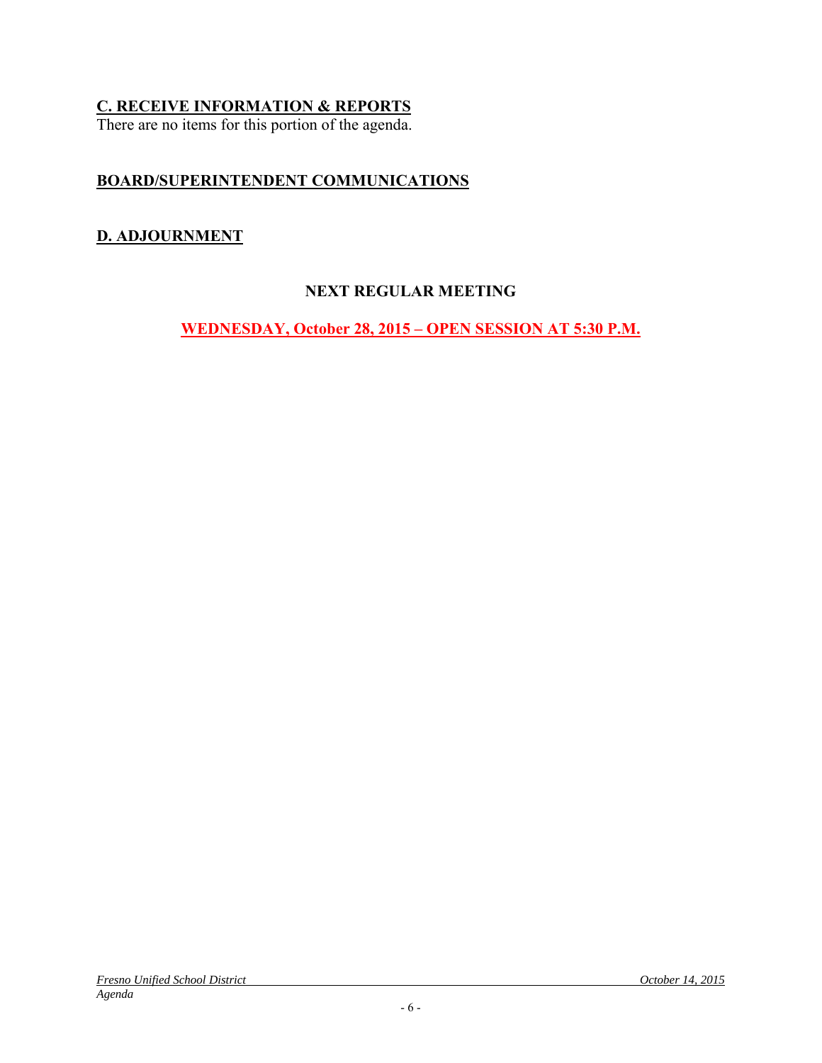## C. RECEIVE INFORMATION & REPORTS

There are no items for this portion of the agenda.

## BOARD/SUPERINTENDENT COMMUNICATIONS

## D. ADJOURNMENT

**NEXT REGULAR MEETING**

**WEDNESDAY, October 28, 2015 – OPEN SESSION AT 5:30 P.M.**